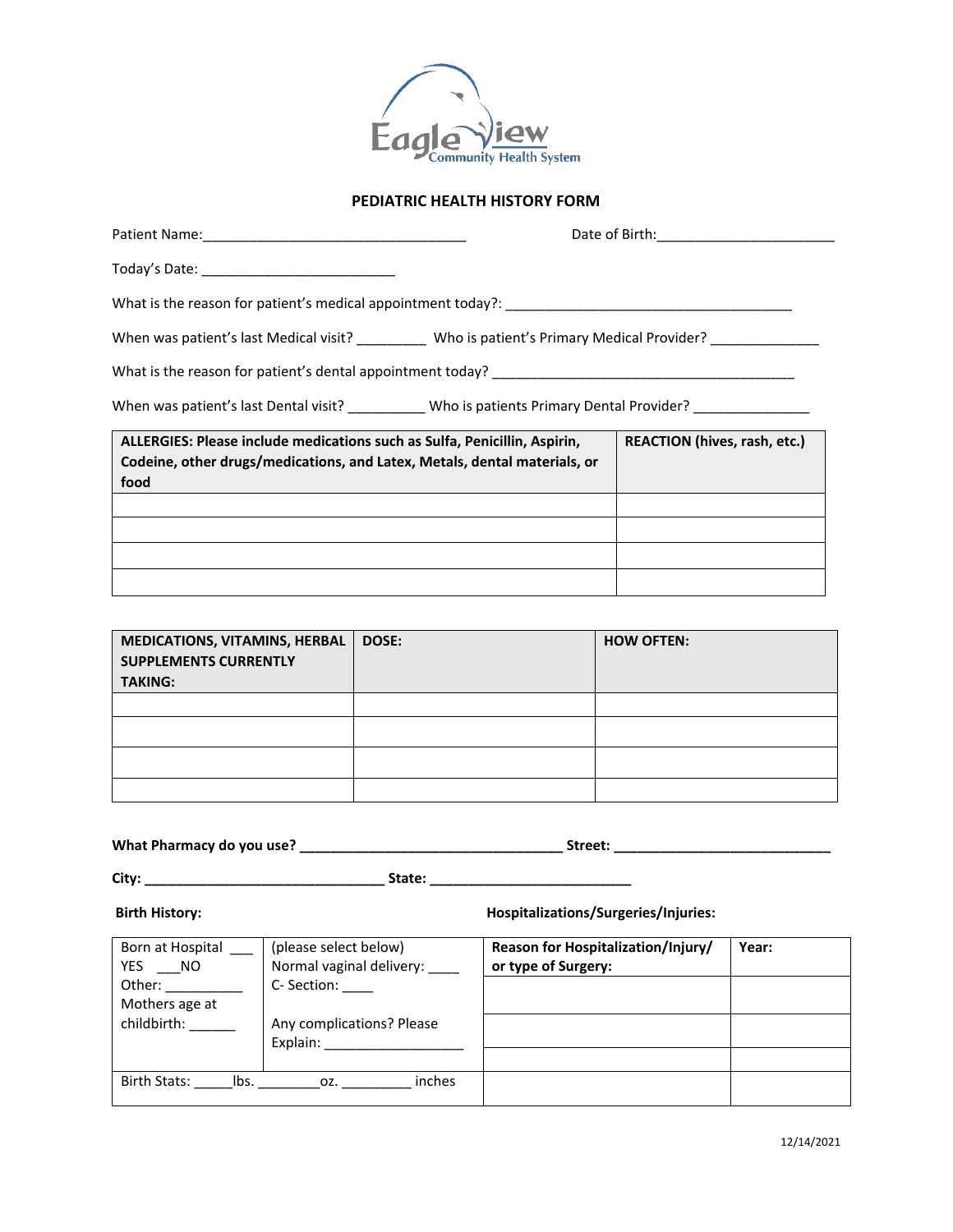Eagle View
Community Health System

# PEDIATRIC HEALTH HISTORY FORM

Patient Name:_________________________________ Date of Birth:______________________

Today's Date: ________________________

What is the reason for patient's medical appointment today?: ____________________________________

When was patient's last Medical visit? _________ Who is patient's Primary Medical Provider? _____________

What is the reason for patient's dental appointment today? ______________________________________

When was patient's last Dental visit? __________ Who is patients Primary Dental Provider? _______________

| **ALLERGIES: Please include medications such as Sulfa, Penicillin, Aspirin, Codeine, other drugs/medications, and Latex, Metals, dental materials, or food** | **REACTION (hives, rash, etc.)** |
|---|---|
| | |
| | |
| | |
| | |

| **MEDICATIONS, VITAMINS, HERBAL SUPPLEMENTS CURRENTLY TAKING:** | **DOSE:** | **HOW OFTEN:** |
|---|---|---|
| | | |
| | | |
| | | |
| | | |

**What Pharmacy do you use? _________________________________ Street: ____________________________**

**City: _______________________________ State: __________________________**

**Birth History:**

| | |
|---|---|
| Born at Hospital ___ YES ___NO<br>Other: __________<br>Mothers age at childbirth: ______ | (please select below)<br>Normal vaginal delivery: ____<br>C- Section: ____<br><br>Any complications? Please Explain: __________________ |
| Birth Stats: _____lbs. ________oz. _________ inches | |

**Hospitalizations/Surgeries/Injuries:**

| **Reason for Hospitalization/Injury/ or type of Surgery:** | **Year:** |
|---|---|
| | |
| | |
| | |
| | |

12/14/2021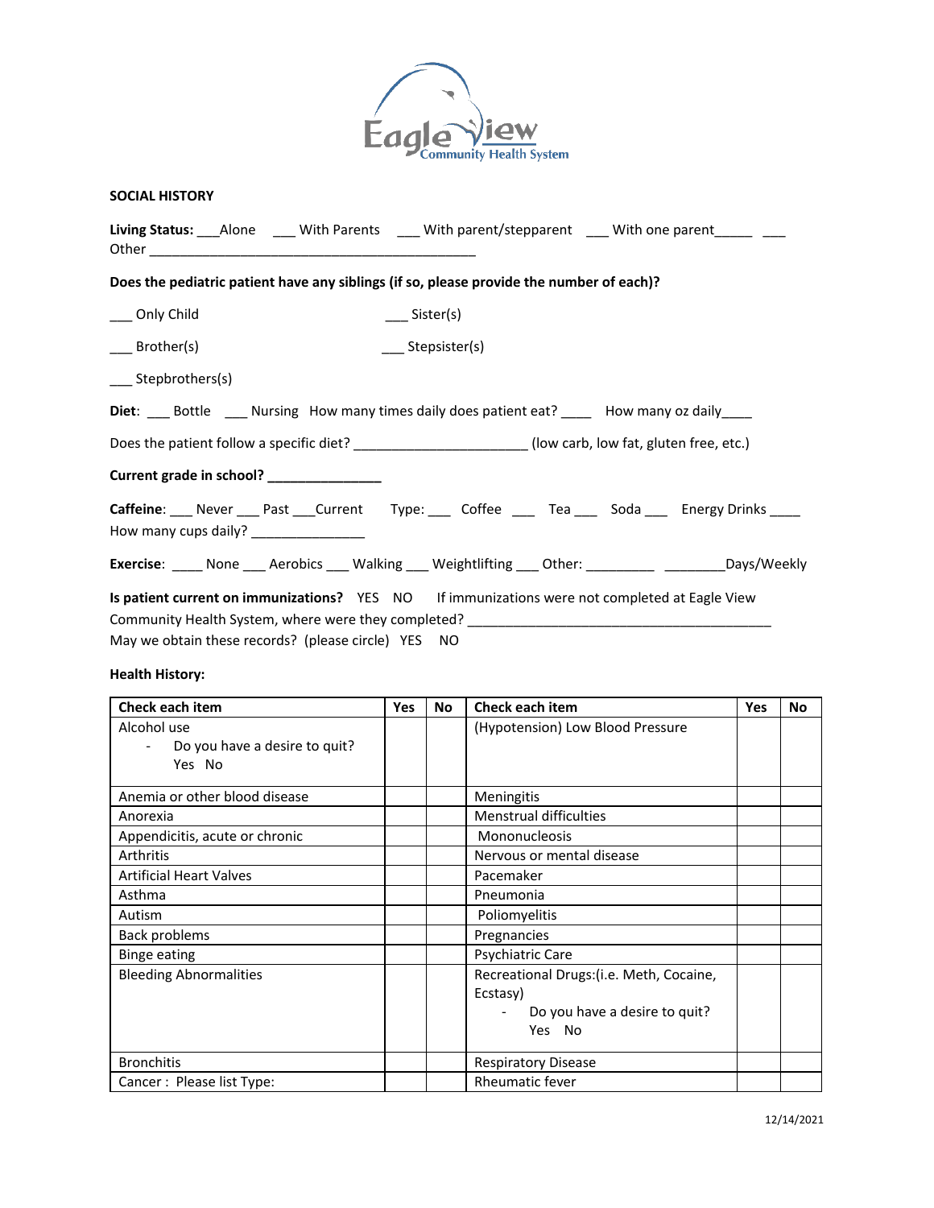**SOCIAL HISTORY**

**Living Status:** ___Alone ___ With Parents ___ With parent/stepparent ___ With one parent_____ ___ Other _____________________________________________

**Does the pediatric patient have any siblings (if so, please provide the number of each)?**

___ Only Child ___ Sister(s)

___ Brother(s) ___ Stepsister(s)

___ Stepbrothers(s)

**Diet**: ___ Bottle ___ Nursing How many times daily does patient eat? ____ How many oz daily____

Does the patient follow a specific diet? _______________________ (low carb, low fat, gluten free, etc.)

**Current grade in school? _______________**

**Caffeine**: ___ Never ___ Past ___Current Type: ___ Coffee ___ Tea ___ Soda ___ Energy Drinks ____ How many cups daily? _______________

**Exercise**: ____ None ___ Aerobics ___ Walking ___ Weightlifting ___ Other: _________ ________Days/Weekly

**Is patient current on immunizations?** YES NO If immunizations were not completed at Eagle View Community Health System, where were they completed? ________________________________________
May we obtain these records? (please circle) YES NO

**Health History:**

| Check each item | Yes | No | Check each item | Yes | No |
|---|---|---|---|---|---|
| Alcohol use<br>- Do you have a desire to quit? Yes No | | | (Hypotension) Low Blood Pressure | | |
| Anemia or other blood disease | | | Meningitis | | |
| Anorexia | | | Menstrual difficulties | | |
| Appendicitis, acute or chronic | | | Mononucleosis | | |
| Arthritis | | | Nervous or mental disease | | |
| Artificial Heart Valves | | | Pacemaker | | |
| Asthma | | | Pneumonia | | |
| Autism | | | Poliomyelitis | | |
| Back problems | | | Pregnancies | | |
| Binge eating | | | Psychiatric Care | | |
| Bleeding Abnormalities | | | Recreational Drugs:(i.e. Meth, Cocaine, Ecstasy)<br>- Do you have a desire to quit? Yes No | | |
| Bronchitis | | | Respiratory Disease | | |
| Cancer : Please list Type: | | | Rheumatic fever | | |

12/14/2021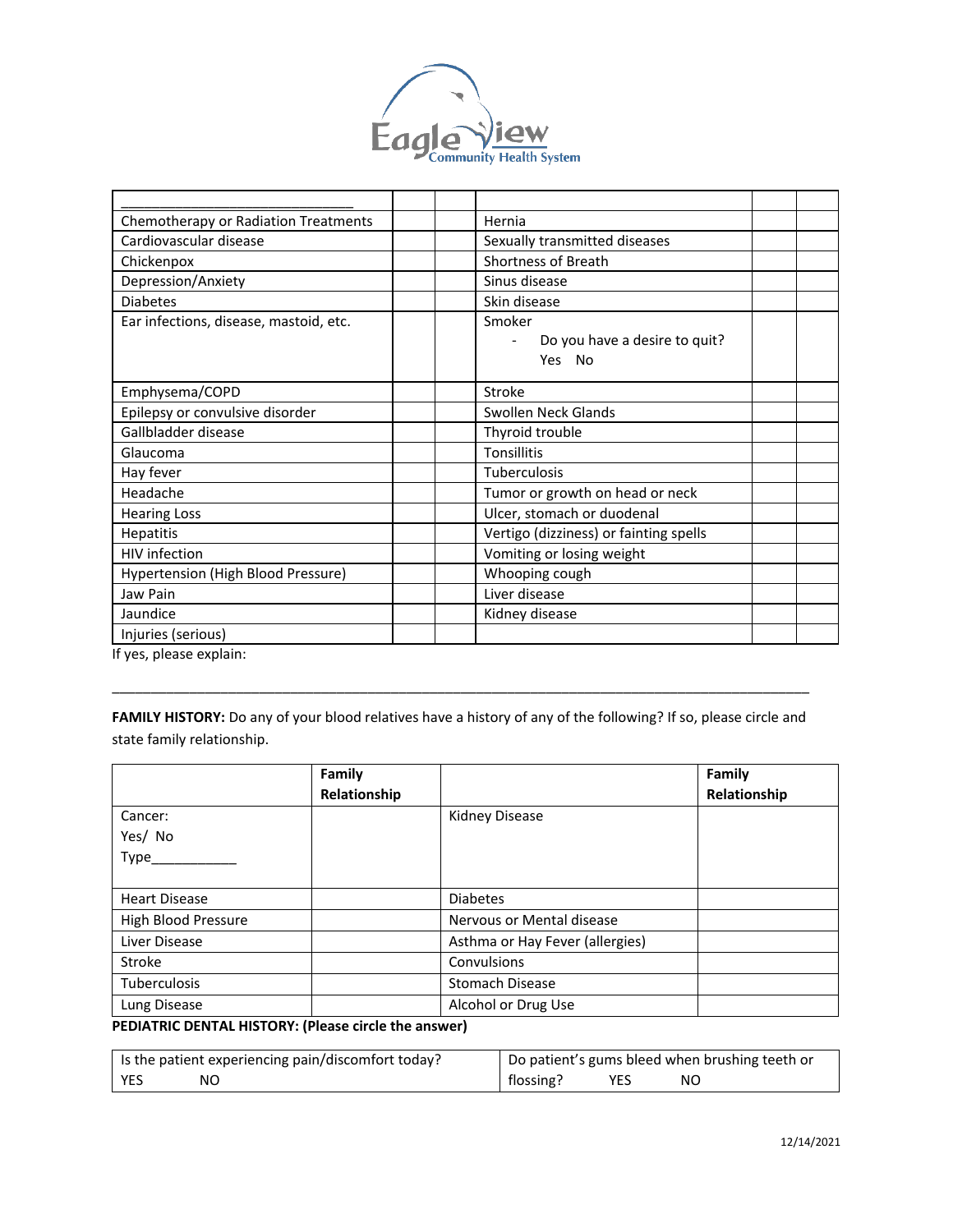Eagle View Community Health System

| | | | | | |
|---|---|---|---|---|---|
| ______________________________ | | | | | |
| Chemotherapy or Radiation Treatments | | | Hernia | | |
| Cardiovascular disease | | | Sexually transmitted diseases | | |
| Chickenpox | | | Shortness of Breath | | |
| Depression/Anxiety | | | Sinus disease | | |
| Diabetes | | | Skin disease | | |
| Ear infections, disease, mastoid, etc. | | | Smoker<br>- Do you have a desire to quit?<br>Yes No | | |
| Emphysema/COPD | | | Stroke | | |
| Epilepsy or convulsive disorder | | | Swollen Neck Glands | | |
| Gallbladder disease | | | Thyroid trouble | | |
| Glaucoma | | | Tonsillitis | | |
| Hay fever | | | Tuberculosis | | |
| Headache | | | Tumor or growth on head or neck | | |
| Hearing Loss | | | Ulcer, stomach or duodenal | | |
| Hepatitis | | | Vertigo (dizziness) or fainting spells | | |
| HIV infection | | | Vomiting or losing weight | | |
| Hypertension (High Blood Pressure) | | | Whooping cough | | |
| Jaw Pain | | | Liver disease | | |
| Jaundice | | | Kidney disease | | |
| Injuries (serious) | | | | | |

If yes, please explain:

______________________________________________________________________________________

**FAMILY HISTORY:** Do any of your blood relatives have a history of any of the following? If so, please circle and state family relationship.

| | **Family Relationship** | | **Family Relationship** |
|---|---|---|---|
| Cancer:<br>Yes/ No<br>Type___________ | | Kidney Disease | |
| Heart Disease | | Diabetes | |
| High Blood Pressure | | Nervous or Mental disease | |
| Liver Disease | | Asthma or Hay Fever (allergies) | |
| Stroke | | Convulsions | |
| Tuberculosis | | Stomach Disease | |
| Lung Disease | | Alcohol or Drug Use | |

**PEDIATRIC DENTAL HISTORY: (Please circle the answer)**

| | |
|---|---|
| Is the patient experiencing pain/discomfort today?<br>YES NO | Do patient's gums bleed when brushing teeth or flossing? YES NO |

12/14/2021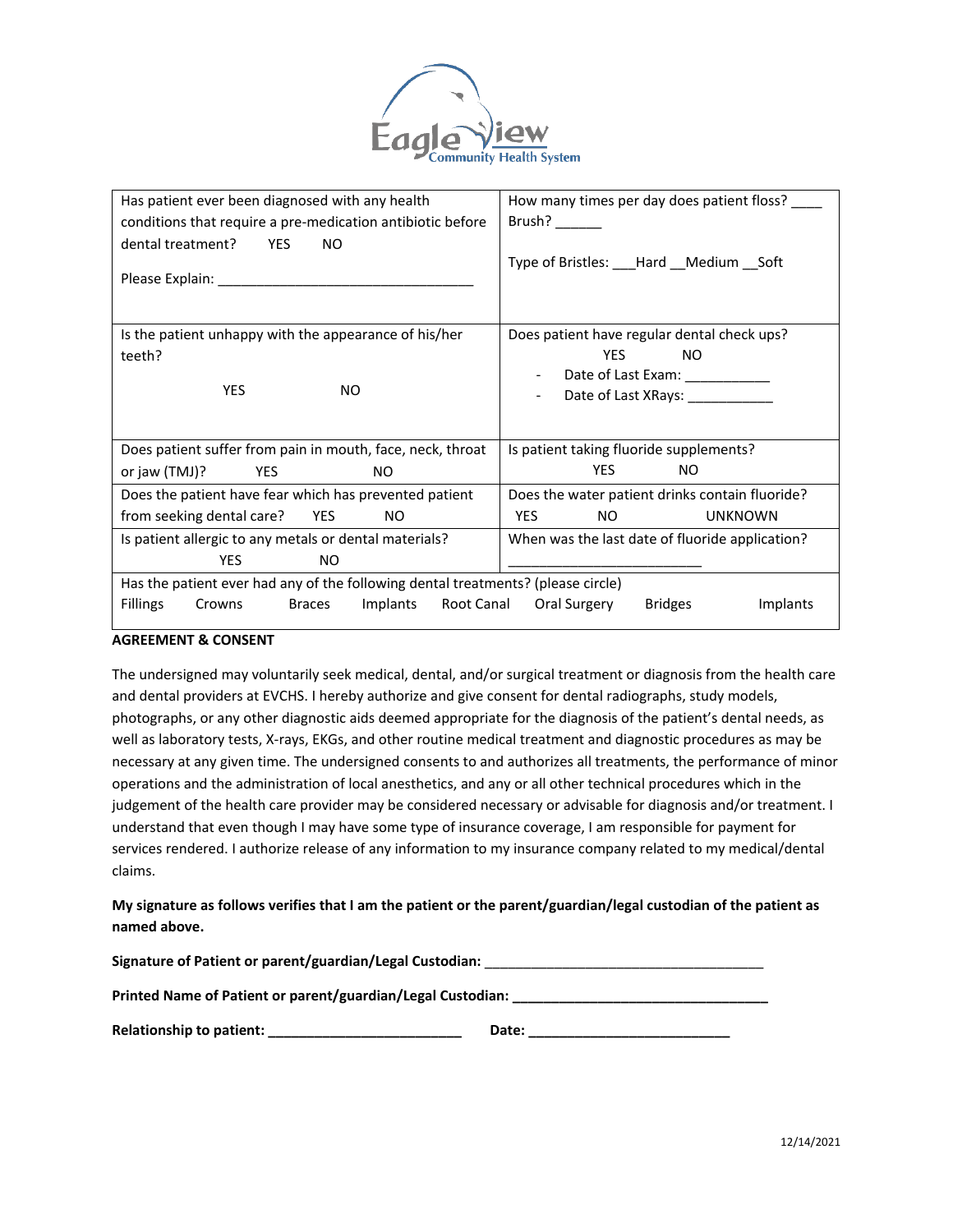Eagle View Community Health System

| | |
|---|---|
| Has patient ever been diagnosed with any health conditions that require a pre-medication antibiotic before dental treatment? YES NO<br><br>Please Explain: ________________________________ | How many times per day does patient floss? ____<br>Brush? ______<br><br>Type of Bristles: ___Hard __Medium __Soft |
| Is the patient unhappy with the appearance of his/her teeth?<br><br>YES NO | Does patient have regular dental check ups?<br>YES NO<br>- Date of Last Exam: __________<br>- Date of Last XRays: __________ |
| Does patient suffer from pain in mouth, face, neck, throat or jaw (TMJ)? YES NO | Is patient taking fluoride supplements?<br>YES NO |
| Does the patient have fear which has prevented patient from seeking dental care? YES NO | Does the water patient drinks contain fluoride?<br>YES NO UNKNOWN |
| Is patient allergic to any metals or dental materials?<br>YES NO | When was the last date of fluoride application?<br>________________________ |
| Has the patient ever had any of the following dental treatments? (please circle)<br>Fillings Crowns Braces Implants Root Canal Oral Surgery Bridges Implants | |

**AGREEMENT & CONSENT**

The undersigned may voluntarily seek medical, dental, and/or surgical treatment or diagnosis from the health care and dental providers at EVCHS. I hereby authorize and give consent for dental radiographs, study models, photographs, or any other diagnostic aids deemed appropriate for the diagnosis of the patient's dental needs, as well as laboratory tests, X-rays, EKGs, and other routine medical treatment and diagnostic procedures as may be necessary at any given time. The undersigned consents to and authorizes all treatments, the performance of minor operations and the administration of local anesthetics, and any or all other technical procedures which in the judgement of the health care provider may be considered necessary or advisable for diagnosis and/or treatment. I understand that even though I may have some type of insurance coverage, I am responsible for payment for services rendered. I authorize release of any information to my insurance company related to my medical/dental claims.

**My signature as follows verifies that I am the patient or the parent/guardian/legal custodian of the patient as named above.**

**Signature of Patient or parent/guardian/Legal Custodian:** ____________________________________

**Printed Name of Patient or parent/guardian/Legal Custodian:** ________________________________

**Relationship to patient:** _________________________ **Date:** __________________________

12/14/2021